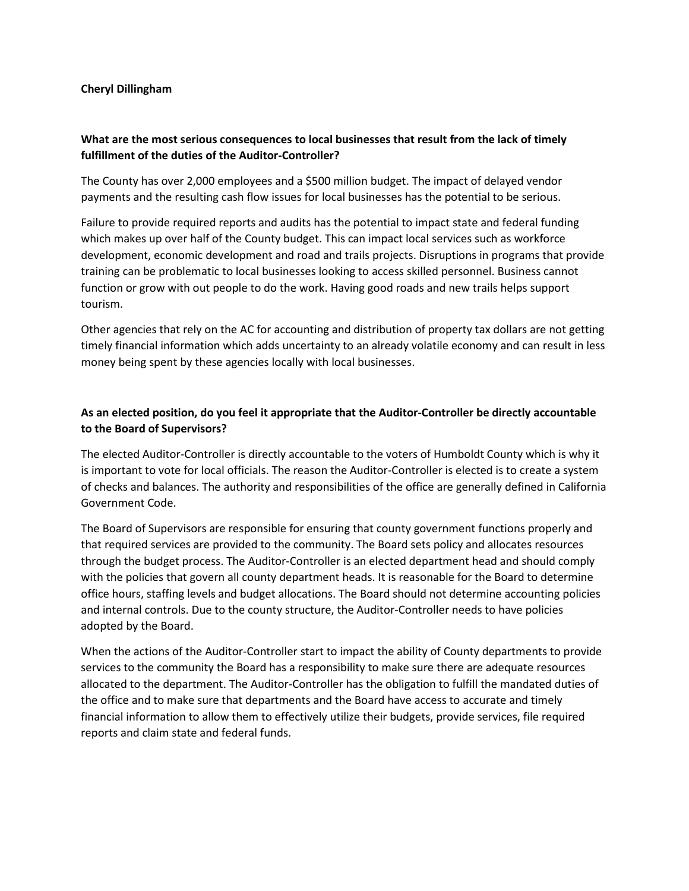**Cheryl Dillingham**

**What are the most serious consequences to local businesses that result from the lack of timely fulfillment of the duties of the Auditor-Controller?**

The County has over 2,000 employees and a $500 million budget. The impact of delayed vendor payments and the resulting cash flow issues for local businesses has the potential to be serious.

Failure to provide required reports and audits has the potential to impact state and federal funding which makes up over half of the County budget. This can impact local services such as workforce development, economic development and road and trails projects. Disruptions in programs that provide training can be problematic to local businesses looking to access skilled personnel. Business cannot function or grow with out people to do the work. Having good roads and new trails helps support tourism.

Other agencies that rely on the AC for accounting and distribution of property tax dollars are not getting timely financial information which adds uncertainty to an already volatile economy and can result in less money being spent by these agencies locally with local businesses.

**As an elected position, do you feel it appropriate that the Auditor-Controller be directly accountable to the Board of Supervisors?**

The elected Auditor-Controller is directly accountable to the voters of Humboldt County which is why it is important to vote for local officials. The reason the Auditor-Controller is elected is to create a system of checks and balances. The authority and responsibilities of the office are generally defined in California Government Code.

The Board of Supervisors are responsible for ensuring that county government functions properly and that required services are provided to the community. The Board sets policy and allocates resources through the budget process. The Auditor-Controller is an elected department head and should comply with the policies that govern all county department heads. It is reasonable for the Board to determine office hours, staffing levels and budget allocations. The Board should not determine accounting policies and internal controls. Due to the county structure, the Auditor-Controller needs to have policies adopted by the Board.

When the actions of the Auditor-Controller start to impact the ability of County departments to provide services to the community the Board has a responsibility to make sure there are adequate resources allocated to the department. The Auditor-Controller has the obligation to fulfill the mandated duties of the office and to make sure that departments and the Board have access to accurate and timely financial information to allow them to effectively utilize their budgets, provide services, file required reports and claim state and federal funds.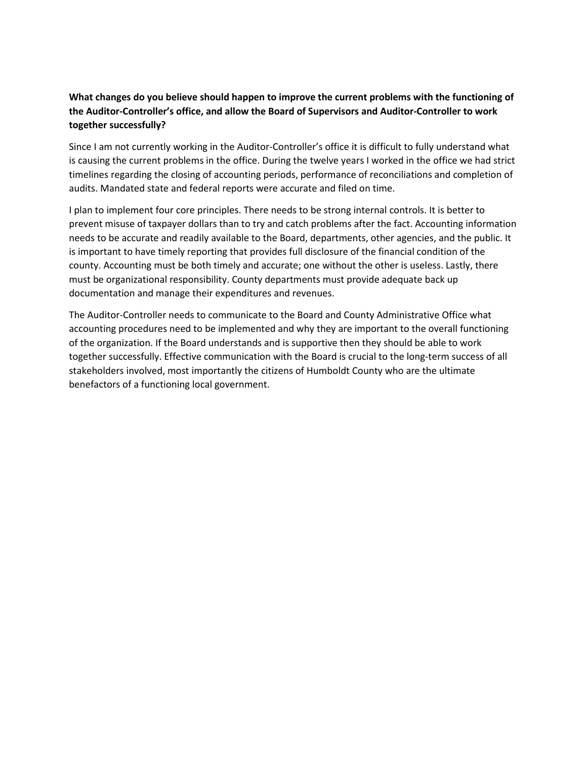**What changes do you believe should happen to improve the current problems with the functioning of the Auditor-Controller's office, and allow the Board of Supervisors and Auditor-Controller to work together successfully?**

Since I am not currently working in the Auditor-Controller's office it is difficult to fully understand what is causing the current problems in the office. During the twelve years I worked in the office we had strict timelines regarding the closing of accounting periods, performance of reconciliations and completion of audits. Mandated state and federal reports were accurate and filed on time.

I plan to implement four core principles. There needs to be strong internal controls. It is better to prevent misuse of taxpayer dollars than to try and catch problems after the fact. Accounting information needs to be accurate and readily available to the Board, departments, other agencies, and the public. It is important to have timely reporting that provides full disclosure of the financial condition of the county. Accounting must be both timely and accurate; one without the other is useless. Lastly, there must be organizational responsibility. County departments must provide adequate back up documentation and manage their expenditures and revenues.

The Auditor-Controller needs to communicate to the Board and County Administrative Office what accounting procedures need to be implemented and why they are important to the overall functioning of the organization. If the Board understands and is supportive then they should be able to work together successfully. Effective communication with the Board is crucial to the long-term success of all stakeholders involved, most importantly the citizens of Humboldt County who are the ultimate benefactors of a functioning local government.